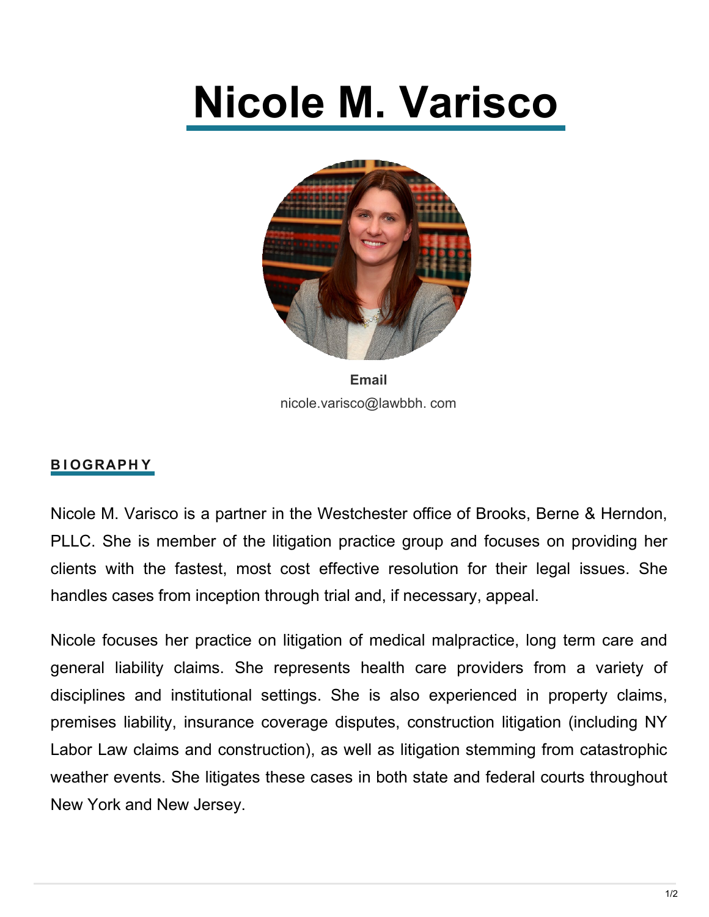# Nicole M. Varisco

**Email**
nicole.varisco@lawbbh. com

## BIOGRAPHY

Nicole M. Varisco is a partner in the Westchester office of Brooks, Berne & Herndon, PLLC. She is member of the litigation practice group and focuses on providing her clients with the fastest, most cost effective resolution for their legal issues. She handles cases from inception through trial and, if necessary, appeal.

Nicole focuses her practice on litigation of medical malpractice, long term care and general liability claims. She represents health care providers from a variety of disciplines and institutional settings. She is also experienced in property claims, premises liability, insurance coverage disputes, construction litigation (including NY Labor Law claims and construction), as well as litigation stemming from catastrophic weather events. She litigates these cases in both state and federal courts throughout New York and New Jersey.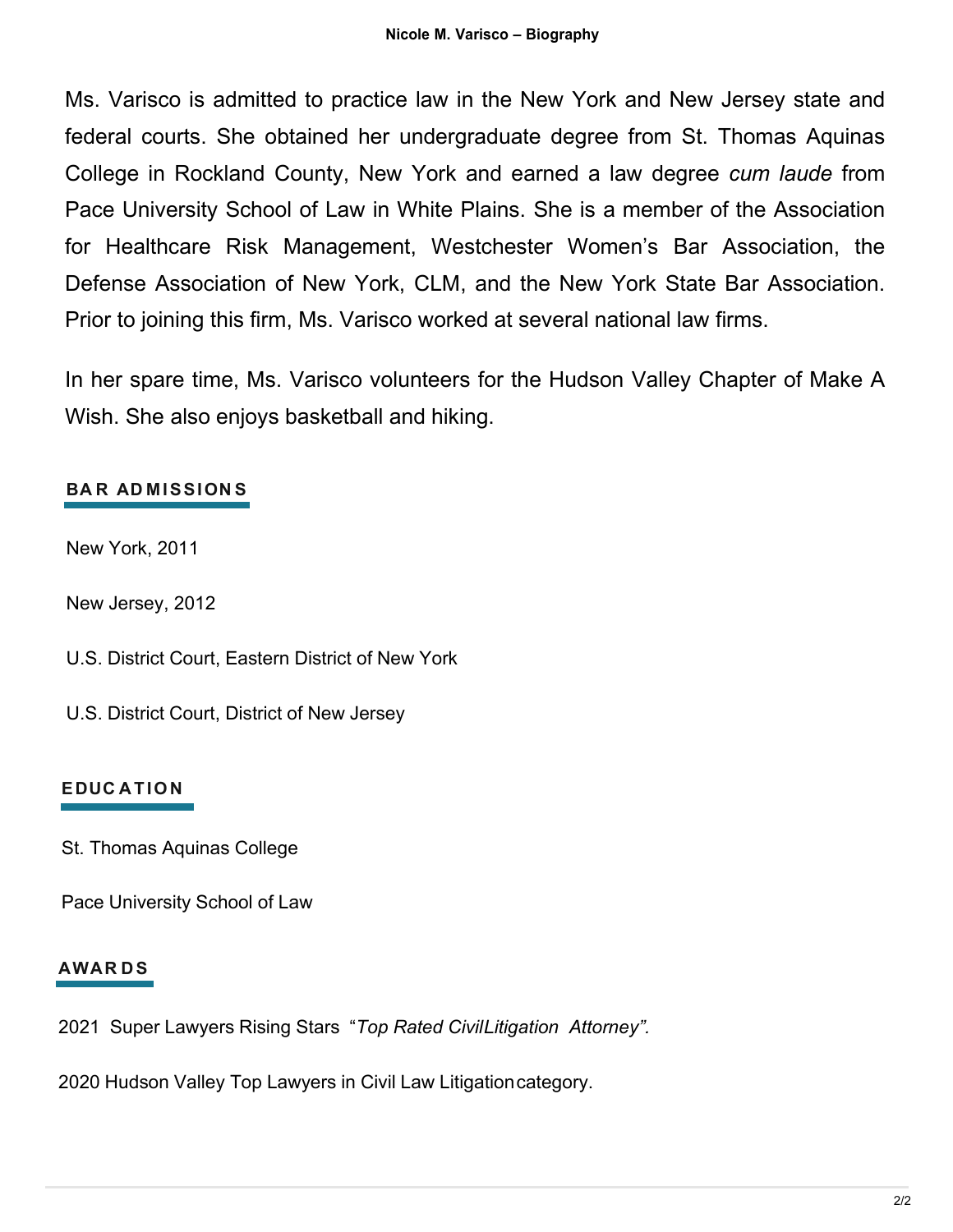Ms. Varisco is admitted to practice law in the New York and New Jersey state and federal courts. She obtained her undergraduate degree from St. Thomas Aquinas College in Rockland County, New York and earned a law degree *cum laude* from Pace University School of Law in White Plains. She is a member of the Association for Healthcare Risk Management, Westchester Women's Bar Association, the Defense Association of New York, CLM, and the New York State Bar Association. Prior to joining this firm, Ms. Varisco worked at several national law firms.

In her spare time, Ms. Varisco volunteers for the Hudson Valley Chapter of Make A Wish. She also enjoys basketball and hiking.

## BAR ADMISSIONS

New York, 2011

New Jersey, 2012

U.S. District Court, Eastern District of New York

U.S. District Court, District of New Jersey

## EDUCATION

St. Thomas Aquinas College

Pace University School of Law

## AWARDS

2021 Super Lawyers Rising Stars "*Top Rated CivilLitigation Attorney".*

2020 Hudson Valley Top Lawyers in Civil Law Litigationcategory.